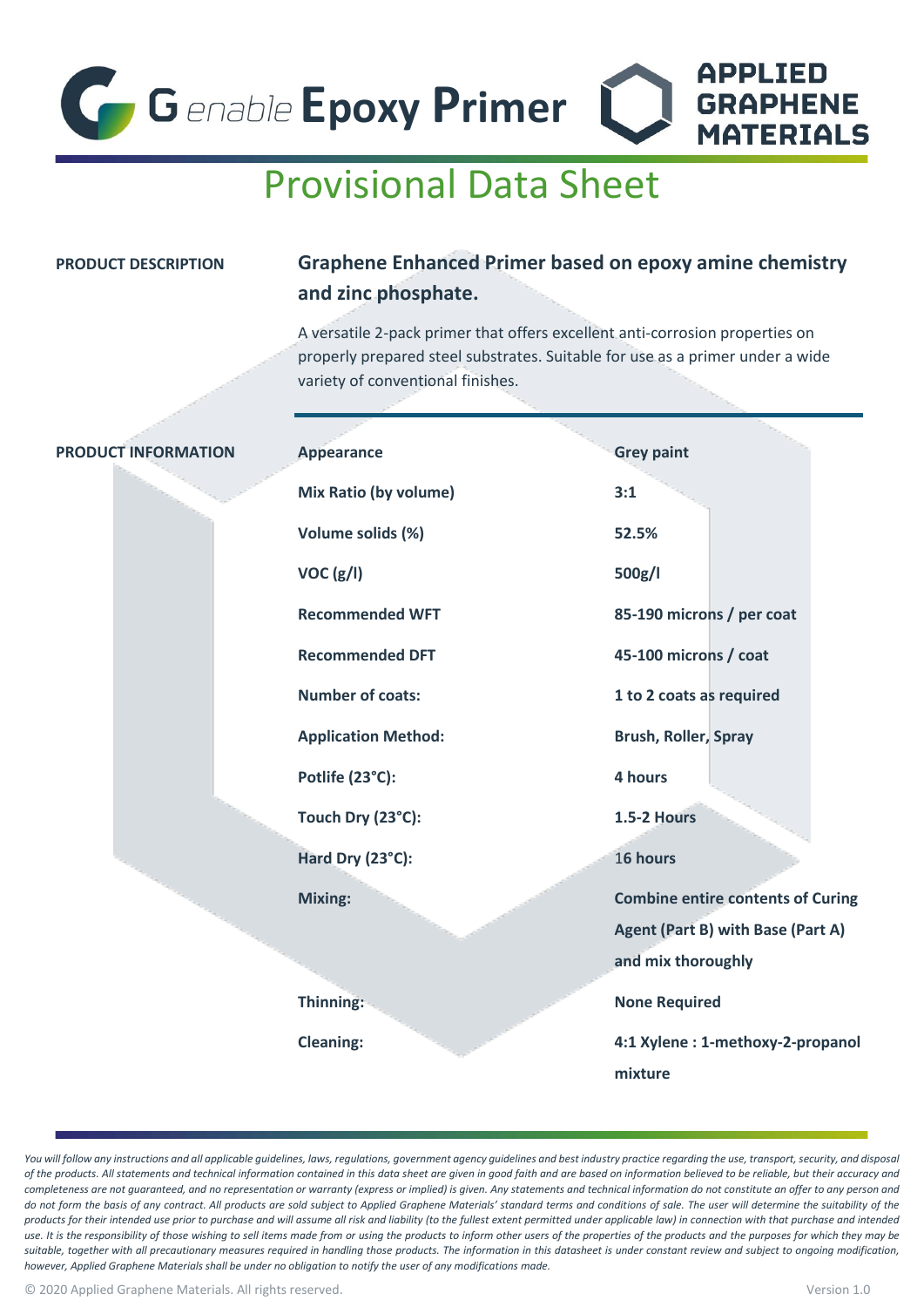# G*enable* Epoxy Primer

APPLIED GRAPHENE MATERIALS

## Provisional Data Sheet

**PRODUCT DESCRIPTION**

**Graphene Enhanced Primer based on epoxy amine chemistry and zinc phosphate.**

A versatile 2-pack primer that offers excellent anti-corrosion properties on properly prepared steel substrates. Suitable for use as a primer under a wide variety of conventional finishes.

**PRODUCT INFORMATION**

| | |
|---|---|
| **Appearance** | **Grey paint** |
| **Mix Ratio (by volume)** | **3:1** |
| **Volume solids (%)** | **52.5%** |
| **VOC (g/l)** | **500g/l** |
| **Recommended WFT** | **85-190 microns / per coat** |
| **Recommended DFT** | **45-100 microns / coat** |
| **Number of coats:** | **1 to 2 coats as required** |
| **Application Method:** | **Brush, Roller, Spray** |
| **Potlife (23°C):** | **4 hours** |
| **Touch Dry (23°C):** | **1.5-2 Hours** |
| **Hard Dry (23°C):** | **16 hours** |
| **Mixing:** | **Combine entire contents of Curing Agent (Part B) with Base (Part A) and mix thorough​ly** |
| **Thinning:** | **None Required** |
| **Cleaning:** | **4:1 Xylene : 1-methoxy-2-propanol mixture** |

*You will follow any instructions and all applicable guidelines, laws, regulations, government agency guidelines and best industry practice regarding the use, transport, security, and disposal of the products. All statements and technical information contained in this data sheet are given in good faith and are based on information believed to be reliable, but their accuracy and completeness are not guaranteed, and no representation or warranty (express or implied) is given. Any statements and technical information do not constitute an offer to any person and do not form the basis of any contract. All products are sold subject to Applied Graphene Materials' standard terms and conditions of sale. The user will determine the suitability of the products for their intended use prior to purchase and will assume all risk and liability (to the fullest extent permitted under applicable law) in connection with that purchase and intended use. It is the responsibility of those wishing to sell items made from or using the products to inform other users of the properties of the products and the purposes for which they may be suitable, together with all precautionary measures required in handling those products. The information in this datasheet is under constant review and subject to ongoing modification, however, Applied Graphene Materials shall be under no obligation to notify the user of any modifications made.*

© 2020 Applied Graphene Materials. All rights reserved.

Version 1.0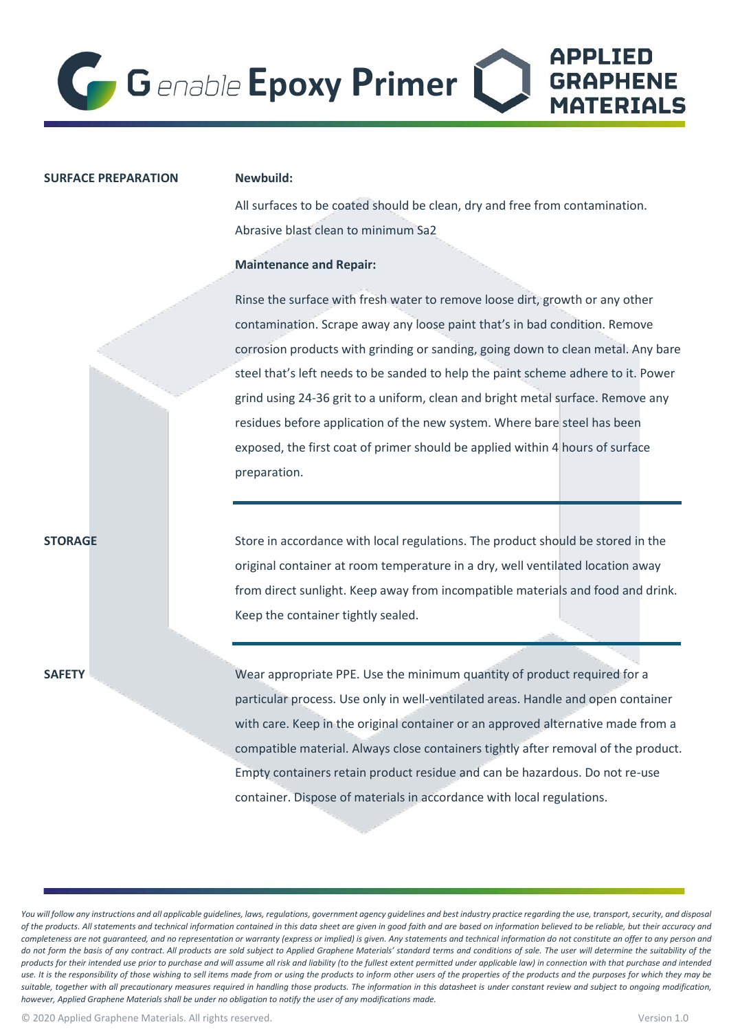## SURFACE PREPARATION

**Newbuild:**

All surfaces to be coated should be clean, dry and free from contamination. Abrasive blast clean to minimum Sa2

**Maintenance and Repair:**

Rinse the surface with fresh water to remove loose dirt, growth or any other contamination. Scrape away any loose paint that's in bad condition. Remove corrosion products with grinding or sanding, going down to clean metal. Any bare steel that's left needs to be sanded to help the paint scheme adhere to it. Power grind using 24-36 grit to a uniform, clean and bright metal surface. Remove any residues before application of the new system. Where bare steel has been exposed, the first coat of primer should be applied within 4 hours of surface preparation.

## STORAGE

Store in accordance with local regulations. The product should be stored in the original container at room temperature in a dry, well ventilated location away from direct sunlight. Keep away from incompatible materials and food and drink. Keep the container tightly sealed.

## SAFETY

Wear appropriate PPE. Use the minimum quantity of product required for a particular process. Use only in well-ventilated areas. Handle and open container with care. Keep in the original container or an approved alternative made from a compatible material. Always close containers tightly after removal of the product. Empty containers retain product residue and can be hazardous. Do not re-use container. Dispose of materials in accordance with local regulations.

*You will follow any instructions and all applicable guidelines, laws, regulations, government agency guidelines and best industry practice regarding the use, transport, security, and disposal of the products. All statements and technical information contained in this data sheet are given in good faith and are based on information believed to be reliable, but their accuracy and completeness are not guaranteed, and no representation or warranty (express or implied) is given. Any statements and technical information do not constitute an offer to any person and do not form the basis of any contract. All products are sold subject to Applied Graphene Materials' standard terms and conditions of sale. The user will determine the suitability of the products for their intended use prior to purchase and will assume all risk and liability (to the fullest extent permitted under applicable law) in connection with that purchase and intended use. It is the responsibility of those wishing to sell items made from or using the products to inform other users of the properties of the products and the purposes for which they may be suitable, together with all precautionary measures required in handling those products. The information in this datasheet is under constant review and subject to ongoing modification, however, Applied Graphene Materials shall be under no obligation to notify the user of any modifications made.*

© 2020 Applied Graphene Materials. All rights reserved. Version 1.0